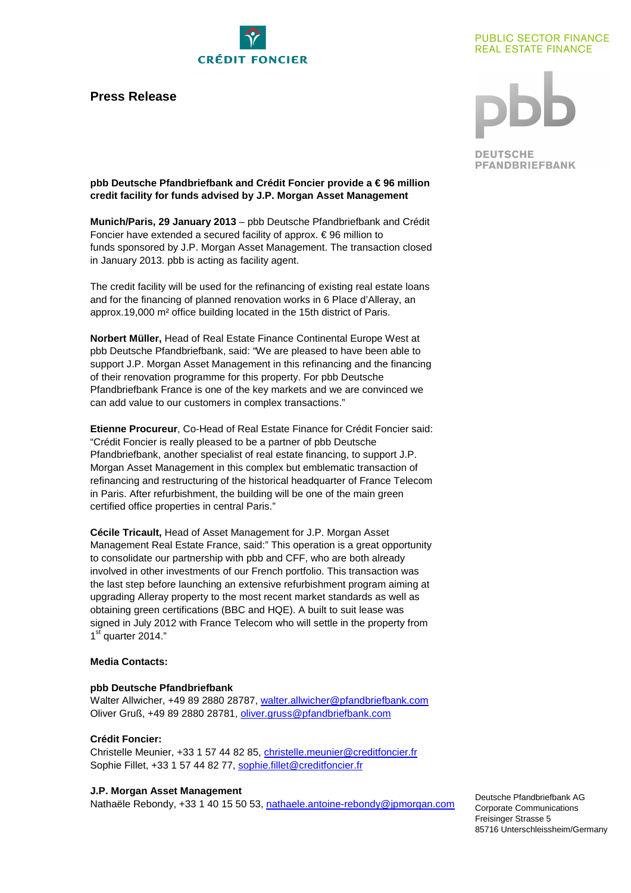CRÉDIT FONCIER

PUBLIC SECTOR FINANCE
REAL ESTATE FINANCE

pbb

DEUTSCHE PFANDBRIEFBANK

# Press Release

**pbb Deutsche Pfandbriefbank and Crédit Foncier provide a € 96 million credit facility for funds advised by J.P. Morgan Asset Management**

**Munich/Paris, 29 January 2013** – pbb Deutsche Pfandbriefbank and Crédit Foncier have extended a secured facility of approx. € 96 million to funds sponsored by J.P. Morgan Asset Management. The transaction closed in January 2013. pbb is acting as facility agent.

The credit facility will be used for the refinancing of existing real estate loans and for the financing of planned renovation works in 6 Place d'Alleray, an approx.19,000 m² office building located in the 15th district of Paris.

**Norbert Müller,** Head of Real Estate Finance Continental Europe West at pbb Deutsche Pfandbriefbank, said: "We are pleased to have been able to support J.P. Morgan Asset Management in this refinancing and the financing of their renovation programme for this property. For pbb Deutsche Pfandbriefbank France is one of the key markets and we are convinced we can add value to our customers in complex transactions."

**Etienne Procureur**, Co-Head of Real Estate Finance for Crédit Foncier said: "Crédit Foncier is really pleased to be a partner of pbb Deutsche Pfandbriefbank, another specialist of real estate financing, to support J.P. Morgan Asset Management in this complex but emblematic transaction of refinancing and restructuring of the historical headquarter of France Telecom in Paris. After refurbishment, the building will be one of the main green certified office properties in central Paris."

**Cécile Tricault,** Head of Asset Management for J.P. Morgan Asset Management Real Estate France, said:" This operation is a great opportunity to consolidate our partnership with pbb and CFF, who are both already involved in other investments of our French portfolio. This transaction was the last step before launching an extensive refurbishment program aiming at upgrading Alleray property to the most recent market standards as well as obtaining green certifications (BBC and HQE). A built to suit lease was signed in July 2012 with France Telecom who will settle in the property from 1st quarter 2014."

**Media Contacts:**

**pbb Deutsche Pfandbriefbank**
Walter Allwicher, +49 89 2880 28787, walter.allwicher@pfandbriefbank.com
Oliver Gruß, +49 89 2880 28781, oliver.gruss@pfandbriefbank.com

**Crédit Foncier:**
Christelle Meunier, +33 1 57 44 82 85, christelle.meunier@creditfoncier.fr
Sophie Fillet, +33 1 57 44 82 77, sophie.fillet@creditfoncier.fr

**J.P. Morgan Asset Management**
Nathaële Rebondy, +33 1 40 15 50 53, nathaele.antoine-rebondy@jpmorgan.com

Deutsche Pfandbriefbank AG
Corporate Communications
Freisinger Strasse 5
85716 Unterschleissheim/Germany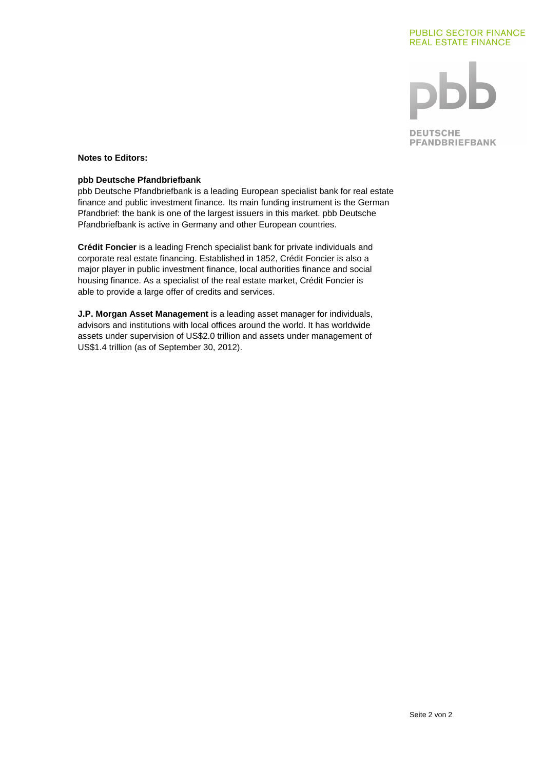**Notes to Editors:**

**pbb Deutsche Pfandbriefbank**

pbb Deutsche Pfandbriefbank is a leading European specialist bank for real estate finance and public investment finance. Its main funding instrument is the German Pfandbrief: the bank is one of the largest issuers in this market. pbb Deutsche Pfandbriefbank is active in Germany and other European countries.

**Crédit Foncier** is a leading French specialist bank for private individuals and corporate real estate financing. Established in 1852, Crédit Foncier is also a major player in public investment finance, local authorities finance and social housing finance. As a specialist of the real estate market, Crédit Foncier is able to provide a large offer of credits and services.

**J.P. Morgan Asset Management** is a leading asset manager for individuals, advisors and institutions with local offices around the world. It has worldwide assets under supervision of US$2.0 trillion and assets under management of US$1.4 trillion (as of September 30, 2012).